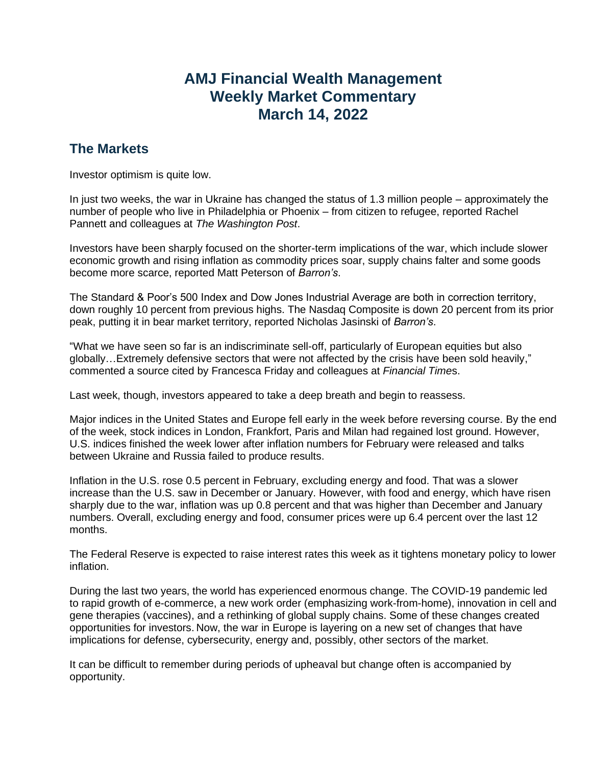# AMJ Financial Wealth Management
# Weekly Market Commentary
# March 14, 2022

## The Markets

Investor optimism is quite low.

In just two weeks, the war in Ukraine has changed the status of 1.3 million people – approximately the number of people who live in Philadelphia or Phoenix – from citizen to refugee, reported Rachel Pannett and colleagues at *The Washington Post*.

Investors have been sharply focused on the shorter-term implications of the war, which include slower economic growth and rising inflation as commodity prices soar, supply chains falter and some goods become more scarce, reported Matt Peterson of *Barron's*.

The Standard & Poor's 500 Index and Dow Jones Industrial Average are both in correction territory, down roughly 10 percent from previous highs. The Nasdaq Composite is down 20 percent from its prior peak, putting it in bear market territory, reported Nicholas Jasinski of *Barron's*.

"What we have seen so far is an indiscriminate sell-off, particularly of European equities but also globally…Extremely defensive sectors that were not affected by the crisis have been sold heavily," commented a source cited by Francesca Friday and colleagues at *Financial Times*.

Last week, though, investors appeared to take a deep breath and begin to reassess.

Major indices in the United States and Europe fell early in the week before reversing course. By the end of the week, stock indices in London, Frankfort, Paris and Milan had regained lost ground. However, U.S. indices finished the week lower after inflation numbers for February were released and talks between Ukraine and Russia failed to produce results.

Inflation in the U.S. rose 0.5 percent in February, excluding energy and food. That was a slower increase than the U.S. saw in December or January. However, with food and energy, which have risen sharply due to the war, inflation was up 0.8 percent and that was higher than December and January numbers. Overall, excluding energy and food, consumer prices were up 6.4 percent over the last 12 months.

The Federal Reserve is expected to raise interest rates this week as it tightens monetary policy to lower inflation.

During the last two years, the world has experienced enormous change. The COVID-19 pandemic led to rapid growth of e-commerce, a new work order (emphasizing work-from-home), innovation in cell and gene therapies (vaccines), and a rethinking of global supply chains. Some of these changes created opportunities for investors. Now, the war in Europe is layering on a new set of changes that have implications for defense, cybersecurity, energy and, possibly, other sectors of the market.

It can be difficult to remember during periods of upheaval but change often is accompanied by opportunity.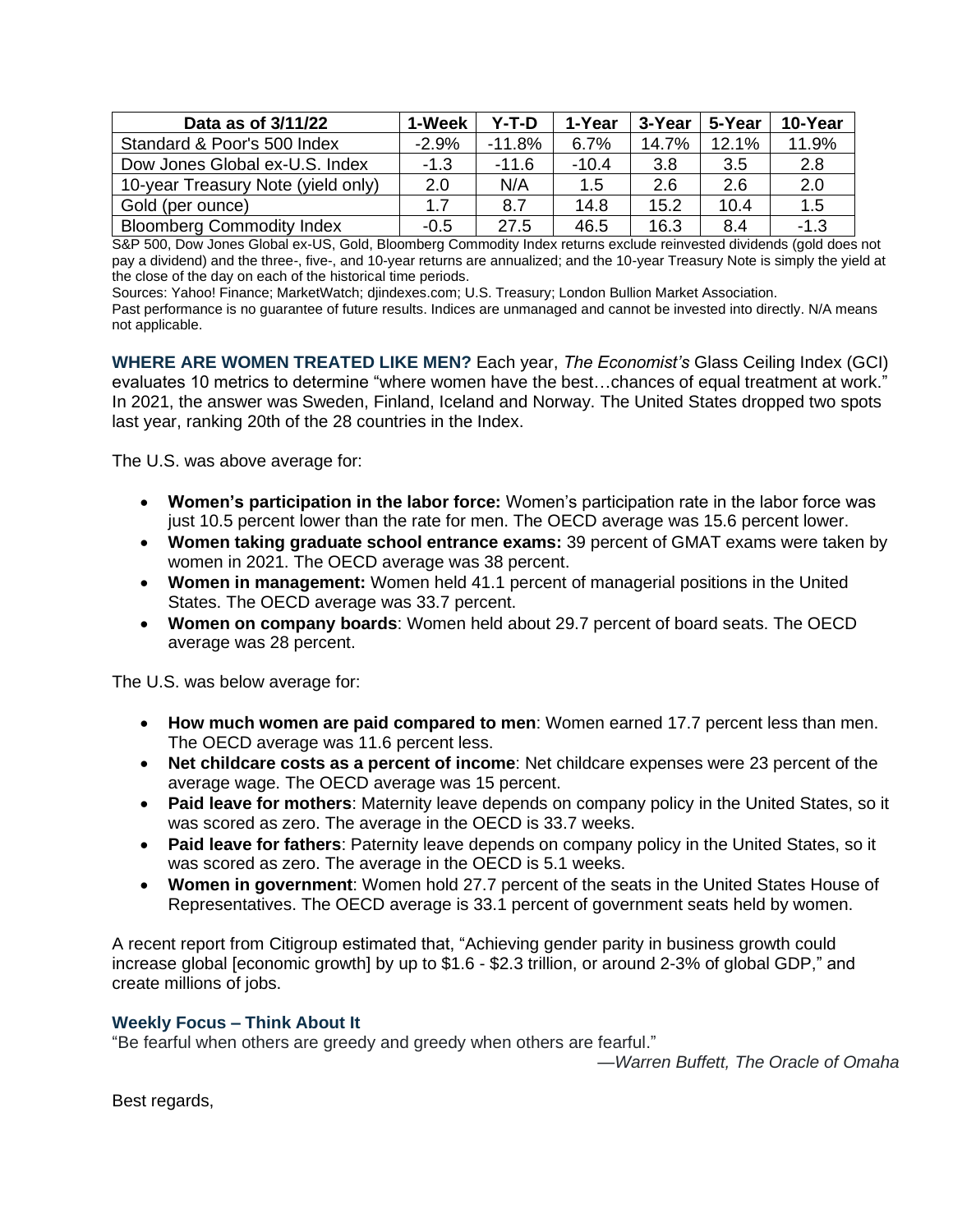| Data as of 3/11/22 | 1-Week | Y-T-D | 1-Year | 3-Year | 5-Year | 10-Year |
|---|---|---|---|---|---|---|
| Standard & Poor's 500 Index | -2.9% | -11.8% | 6.7% | 14.7% | 12.1% | 11.9% |
| Dow Jones Global ex-U.S. Index | -1.3 | -11.6 | -10.4 | 3.8 | 3.5 | 2.8 |
| 10-year Treasury Note (yield only) | 2.0 | N/A | 1.5 | 2.6 | 2.6 | 2.0 |
| Gold (per ounce) | 1.7 | 8.7 | 14.8 | 15.2 | 10.4 | 1.5 |
| Bloomberg Commodity Index | -0.5 | 27.5 | 46.5 | 16.3 | 8.4 | -1.3 |

S&P 500, Dow Jones Global ex-US, Gold, Bloomberg Commodity Index returns exclude reinvested dividends (gold does not pay a dividend) and the three-, five-, and 10-year returns are annualized; and the 10-year Treasury Note is simply the yield at the close of the day on each of the historical time periods.

Sources: Yahoo! Finance; MarketWatch; djindexes.com; U.S. Treasury; London Bullion Market Association.

Past performance is no guarantee of future results. Indices are unmanaged and cannot be invested into directly. N/A means not applicable.

**WHERE ARE WOMEN TREATED LIKE MEN?** Each year, *The Economist's* Glass Ceiling Index (GCI) evaluates 10 metrics to determine "where women have the best…chances of equal treatment at work." In 2021, the answer was Sweden, Finland, Iceland and Norway. The United States dropped two spots last year, ranking 20th of the 28 countries in the Index.

The U.S. was above average for:

- **Women's participation in the labor force:** Women's participation rate in the labor force was just 10.5 percent lower than the rate for men. The OECD average was 15.6 percent lower.
- **Women taking graduate school entrance exams:** 39 percent of GMAT exams were taken by women in 2021. The OECD average was 38 percent.
- **Women in management:** Women held 41.1 percent of managerial positions in the United States. The OECD average was 33.7 percent.
- **Women on company boards**: Women held about 29.7 percent of board seats. The OECD average was 28 percent.

The U.S. was below average for:

- **How much women are paid compared to men**: Women earned 17.7 percent less than men. The OECD average was 11.6 percent less.
- **Net childcare costs as a percent of income**: Net childcare expenses were 23 percent of the average wage. The OECD average was 15 percent.
- **Paid leave for mothers**: Maternity leave depends on company policy in the United States, so it was scored as zero. The average in the OECD is 33.7 weeks.
- **Paid leave for fathers**: Paternity leave depends on company policy in the United States, so it was scored as zero. The average in the OECD is 5.1 weeks.
- **Women in government**: Women hold 27.7 percent of the seats in the United States House of Representatives. The OECD average is 33.1 percent of government seats held by women.

A recent report from Citigroup estimated that, "Achieving gender parity in business growth could increase global [economic growth] by up to $1.6 - $2.3 trillion, or around 2-3% of global GDP," and create millions of jobs.

**Weekly Focus – Think About It**

"Be fearful when others are greedy and greedy when others are fearful."

—*Warren Buffett, The Oracle of Omaha*

Best regards,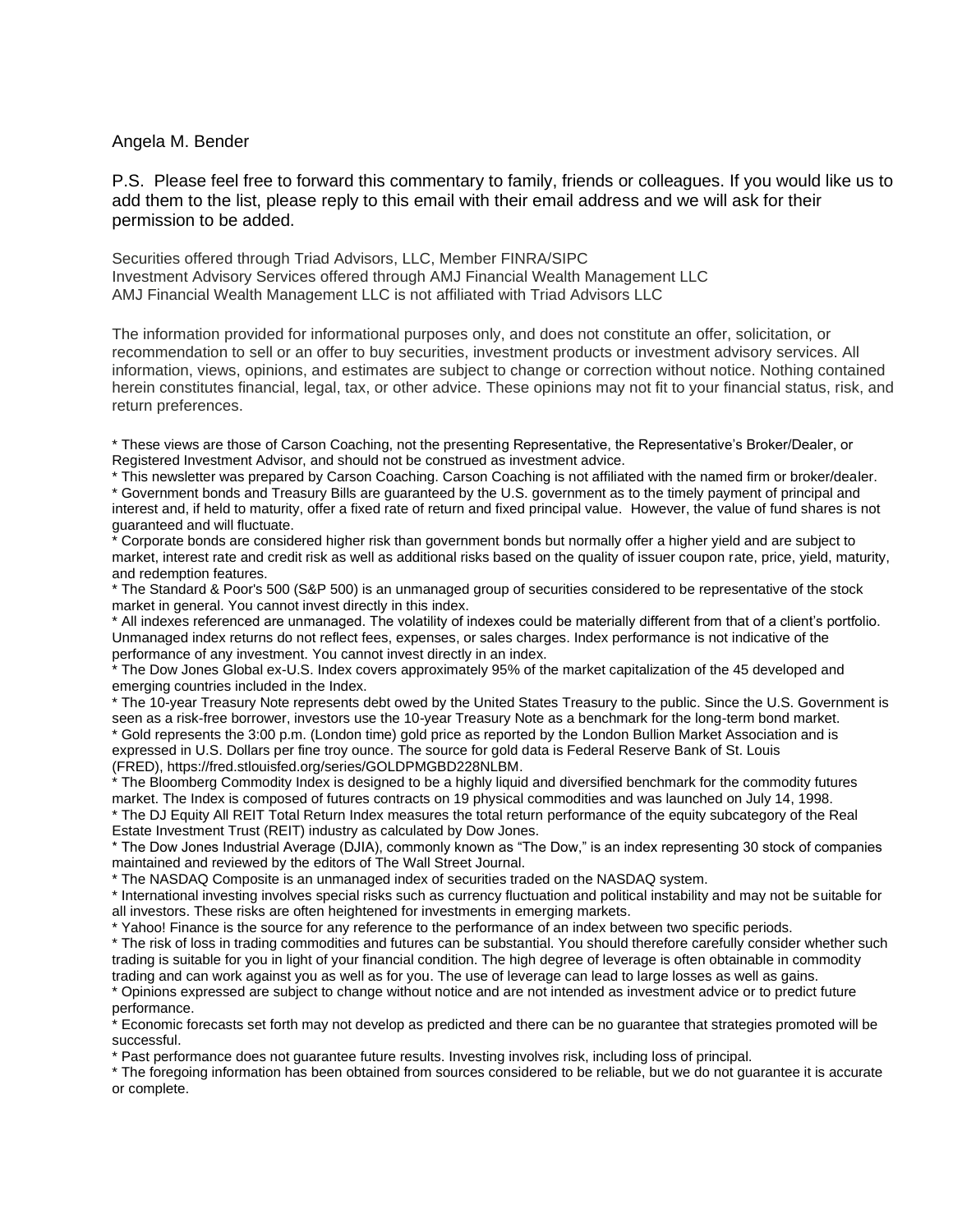Angela M. Bender

P.S. Please feel free to forward this commentary to family, friends or colleagues. If you would like us to add them to the list, please reply to this email with their email address and we will ask for their permission to be added.

Securities offered through Triad Advisors, LLC, Member FINRA/SIPC
Investment Advisory Services offered through AMJ Financial Wealth Management LLC
AMJ Financial Wealth Management LLC is not affiliated with Triad Advisors LLC

The information provided for informational purposes only, and does not constitute an offer, solicitation, or recommendation to sell or an offer to buy securities, investment products or investment advisory services. All information, views, opinions, and estimates are subject to change or correction without notice. Nothing contained herein constitutes financial, legal, tax, or other advice. These opinions may not fit to your financial status, risk, and return preferences.

* These views are those of Carson Coaching, not the presenting Representative, the Representative's Broker/Dealer, or Registered Investment Advisor, and should not be construed as investment advice.
* This newsletter was prepared by Carson Coaching. Carson Coaching is not affiliated with the named firm or broker/dealer.
* Government bonds and Treasury Bills are guaranteed by the U.S. government as to the timely payment of principal and interest and, if held to maturity, offer a fixed rate of return and fixed principal value. However, the value of fund shares is not guaranteed and will fluctuate.
* Corporate bonds are considered higher risk than government bonds but normally offer a higher yield and are subject to market, interest rate and credit risk as well as additional risks based on the quality of issuer coupon rate, price, yield, maturity, and redemption features.
* The Standard & Poor's 500 (S&P 500) is an unmanaged group of securities considered to be representative of the stock market in general. You cannot invest directly in this index.
* All indexes referenced are unmanaged. The volatility of indexes could be materially different from that of a client's portfolio. Unmanaged index returns do not reflect fees, expenses, or sales charges. Index performance is not indicative of the performance of any investment. You cannot invest directly in an index.
* The Dow Jones Global ex-U.S. Index covers approximately 95% of the market capitalization of the 45 developed and emerging countries included in the Index.
* The 10-year Treasury Note represents debt owed by the United States Treasury to the public. Since the U.S. Government is seen as a risk-free borrower, investors use the 10-year Treasury Note as a benchmark for the long-term bond market.
* Gold represents the 3:00 p.m. (London time) gold price as reported by the London Bullion Market Association and is expressed in U.S. Dollars per fine troy ounce. The source for gold data is Federal Reserve Bank of St. Louis (FRED), https://fred.stlouisfed.org/series/GOLDPMGBD228NLBM.
* The Bloomberg Commodity Index is designed to be a highly liquid and diversified benchmark for the commodity futures market. The Index is composed of futures contracts on 19 physical commodities and was launched on July 14, 1998.
* The DJ Equity All REIT Total Return Index measures the total return performance of the equity subcategory of the Real Estate Investment Trust (REIT) industry as calculated by Dow Jones.
* The Dow Jones Industrial Average (DJIA), commonly known as "The Dow," is an index representing 30 stock of companies maintained and reviewed by the editors of The Wall Street Journal.
* The NASDAQ Composite is an unmanaged index of securities traded on the NASDAQ system.
* International investing involves special risks such as currency fluctuation and political instability and may not be suitable for all investors. These risks are often heightened for investments in emerging markets.
* Yahoo! Finance is the source for any reference to the performance of an index between two specific periods.
* The risk of loss in trading commodities and futures can be substantial. You should therefore carefully consider whether such trading is suitable for you in light of your financial condition. The high degree of leverage is often obtainable in commodity trading and can work against you as well as for you. The use of leverage can lead to large losses as well as gains.
* Opinions expressed are subject to change without notice and are not intended as investment advice or to predict future performance.
* Economic forecasts set forth may not develop as predicted and there can be no guarantee that strategies promoted will be successful.
* Past performance does not guarantee future results. Investing involves risk, including loss of principal.
* The foregoing information has been obtained from sources considered to be reliable, but we do not guarantee it is accurate or complete.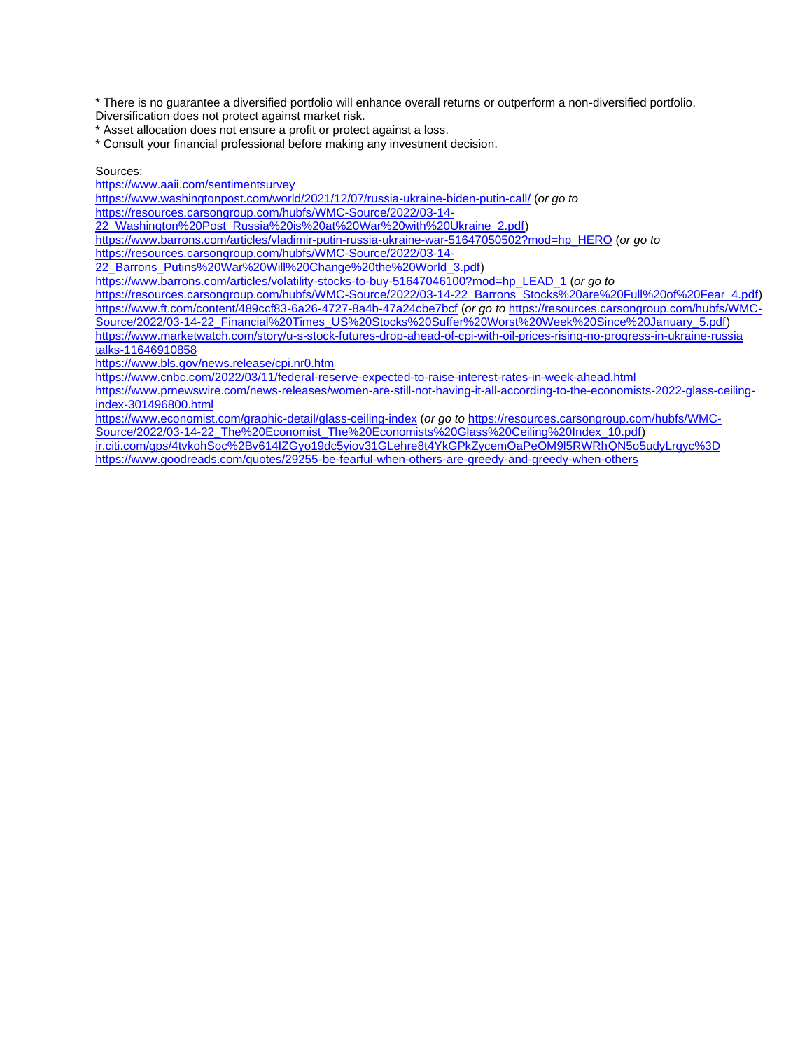* There is no guarantee a diversified portfolio will enhance overall returns or outperform a non-diversified portfolio. Diversification does not protect against market risk.
* Asset allocation does not ensure a profit or protect against a loss.
* Consult your financial professional before making any investment decision.

Sources:
https://www.aaii.com/sentimentsurvey
https://www.washingtonpost.com/world/2021/12/07/russia-ukraine-biden-putin-call/ (*or go to* https://resources.carsongroup.com/hubfs/WMC-Source/2022/03-14-22_Washington%20Post_Russia%20is%20at%20War%20with%20Ukraine_2.pdf)
https://www.barrons.com/articles/vladimir-putin-russia-ukraine-war-51647050502?mod=hp_HERO (*or go to* https://resources.carsongroup.com/hubfs/WMC-Source/2022/03-14-22_Barrons_Putins%20War%20Will%20Change%20the%20World_3.pdf)
https://www.barrons.com/articles/volatility-stocks-to-buy-51647046100?mod=hp_LEAD_1 (*or go to* https://resources.carsongroup.com/hubfs/WMC-Source/2022/03-14-22_Barrons_Stocks%20are%20Full%20of%20Fear_4.pdf)
https://www.ft.com/content/489ccf83-6a26-4727-8a4b-47a24cbe7bcf (*or go to* https://resources.carsongroup.com/hubfs/WMC-Source/2022/03-14-22_Financial%20Times_US%20Stocks%20Suffer%20Worst%20Week%20Since%20January_5.pdf)
https://www.marketwatch.com/story/u-s-stock-futures-drop-ahead-of-cpi-with-oil-prices-rising-no-progress-in-ukraine-russia talks-11646910858
https://www.bls.gov/news.release/cpi.nr0.htm
https://www.cnbc.com/2022/03/11/federal-reserve-expected-to-raise-interest-rates-in-week-ahead.html
https://www.prnewswire.com/news-releases/women-are-still-not-having-it-all-according-to-the-economists-2022-glass-ceiling-index-301496800.html
https://www.economist.com/graphic-detail/glass-ceiling-index (*or go to* https://resources.carsongroup.com/hubfs/WMC-Source/2022/03-14-22_The%20Economist_The%20Economists%20Glass%20Ceiling%20Index_10.pdf)
ir.citi.com/gps/4tvkohSoc%2Bv614IZGyo19dc5yiov31GLehre8t4YkGPkZycemOaPeOM9l5RWRhQN5o5udyLrgyc%3D
https://www.goodreads.com/quotes/29255-be-fearful-when-others-are-greedy-and-greedy-when-others